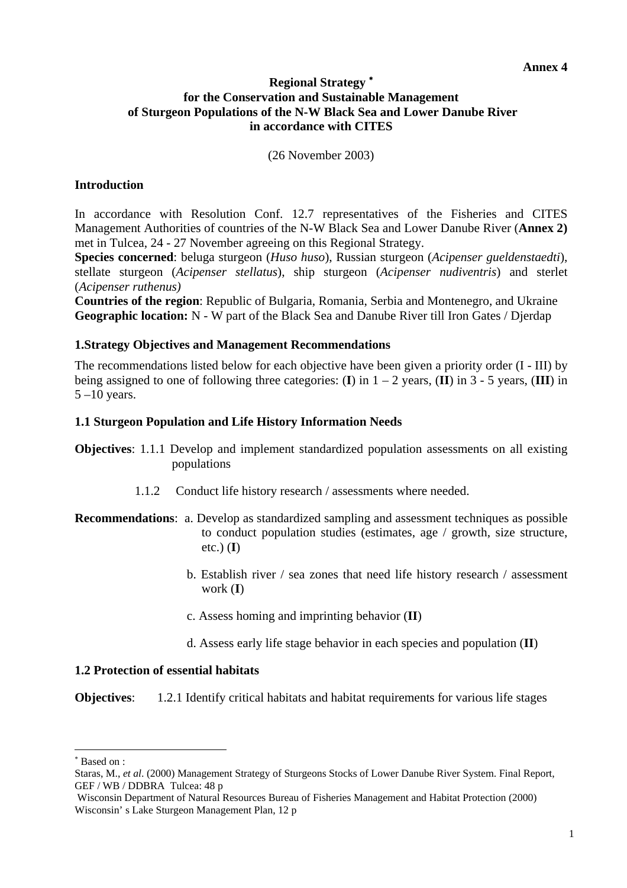**Annex 4**

# Regional Strategy *
# for the Conservation and Sustainable Management of Sturgeon Populations of the N-W Black Sea and Lower Danube River in accordance with CITES

(26 November 2003)

## Introduction

In accordance with Resolution Conf. 12.7 representatives of the Fisheries and CITES Management Authorities of countries of the N-W Black Sea and Lower Danube River (**Annex 2)** met in Tulcea, 24 - 27 November agreeing on this Regional Strategy.

**Species concerned**: beluga sturgeon (*Huso huso*), Russian sturgeon (*Acipenser gueldenstaedti*), stellate sturgeon (*Acipenser stellatus*), ship sturgeon (*Acipenser nudiventris*) and sterlet (*Acipenser ruthenus)*

**Countries of the region**: Republic of Bulgaria, Romania, Serbia and Montenegro, and Ukraine

**Geographic location:** N - W part of the Black Sea and Danube River till Iron Gates / Djerdap

## 1.Strategy Objectives and Management Recommendations

The recommendations listed below for each objective have been given a priority order (I - III) by being assigned to one of following three categories: (**I**) in 1 – 2 years, (**II**) in 3 - 5 years, (**III**) in 5 –10 years.

### 1.1 Sturgeon Population and Life History Information Needs

**Objectives**: 1.1.1 Develop and implement standardized population assessments on all existing populations

1.1.2 Conduct life history research / assessments where needed.

**Recommendations**:

a. Develop as standardized sampling and assessment techniques as possible to conduct population studies (estimates, age / growth, size structure, etc.) (**I**)

b. Establish river / sea zones that need life history research / assessment work (**I**)

c. Assess homing and imprinting behavior (**II**)

d. Assess early life stage behavior in each species and population (**II**)

### 1.2 Protection of essential habitats

**Objectives**: 1.2.1 Identify critical habitats and habitat requirements for various life stages

---

* Based on :

Staras, M., *et al*. (2000) Management Strategy of Sturgeons Stocks of Lower Danube River System. Final Report, GEF / WB / DDBRA Tulcea: 48 p

Wisconsin Department of Natural Resources Bureau of Fisheries Management and Habitat Protection (2000) Wisconsin' s Lake Sturgeon Management Plan, 12 p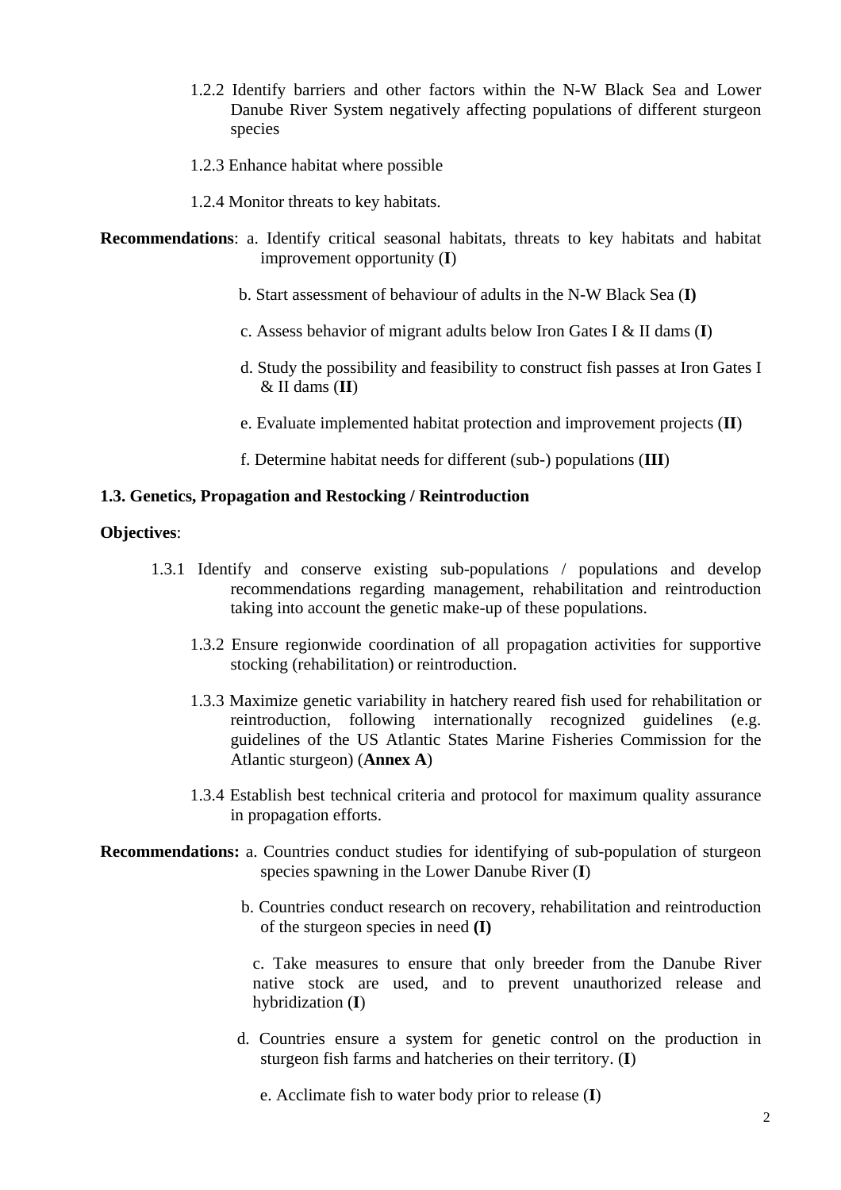1.2.2 Identify barriers and other factors within the N-W Black Sea and Lower Danube River System negatively affecting populations of different sturgeon species

1.2.3 Enhance habitat where possible

1.2.4 Monitor threats to key habitats.

**Recommendations**: a. Identify critical seasonal habitats, threats to key habitats and habitat improvement opportunity (**I**)

b. Start assessment of behaviour of adults in the N-W Black Sea (**I)**

c. Assess behavior of migrant adults below Iron Gates I & II dams (**I**)

d. Study the possibility and feasibility to construct fish passes at Iron Gates I & II dams (**II**)

e. Evaluate implemented habitat protection and improvement projects (**II**)

f. Determine habitat needs for different (sub-) populations (**III**)

**1.3. Genetics, Propagation and Restocking / Reintroduction**

**Objectives**:

1.3.1 Identify and conserve existing sub-populations / populations and develop recommendations regarding management, rehabilitation and reintroduction taking into account the genetic make-up of these populations.

1.3.2 Ensure regionwide coordination of all propagation activities for supportive stocking (rehabilitation) or reintroduction.

1.3.3 Maximize genetic variability in hatchery reared fish used for rehabilitation or reintroduction, following internationally recognized guidelines (e.g. guidelines of the US Atlantic States Marine Fisheries Commission for the Atlantic sturgeon) (**Annex A**)

1.3.4 Establish best technical criteria and protocol for maximum quality assurance in propagation efforts.

**Recommendations:** a. Countries conduct studies for identifying of sub-population of sturgeon species spawning in the Lower Danube River (**I**)

b. Countries conduct research on recovery, rehabilitation and reintroduction of the sturgeon species in need **(I)**

c. Take measures to ensure that only breeder from the Danube River native stock are used, and to prevent unauthorized release and hybridization (**I**)

d. Countries ensure a system for genetic control on the production in sturgeon fish farms and hatcheries on their territory. (**I**)

e. Acclimate fish to water body prior to release (**I**)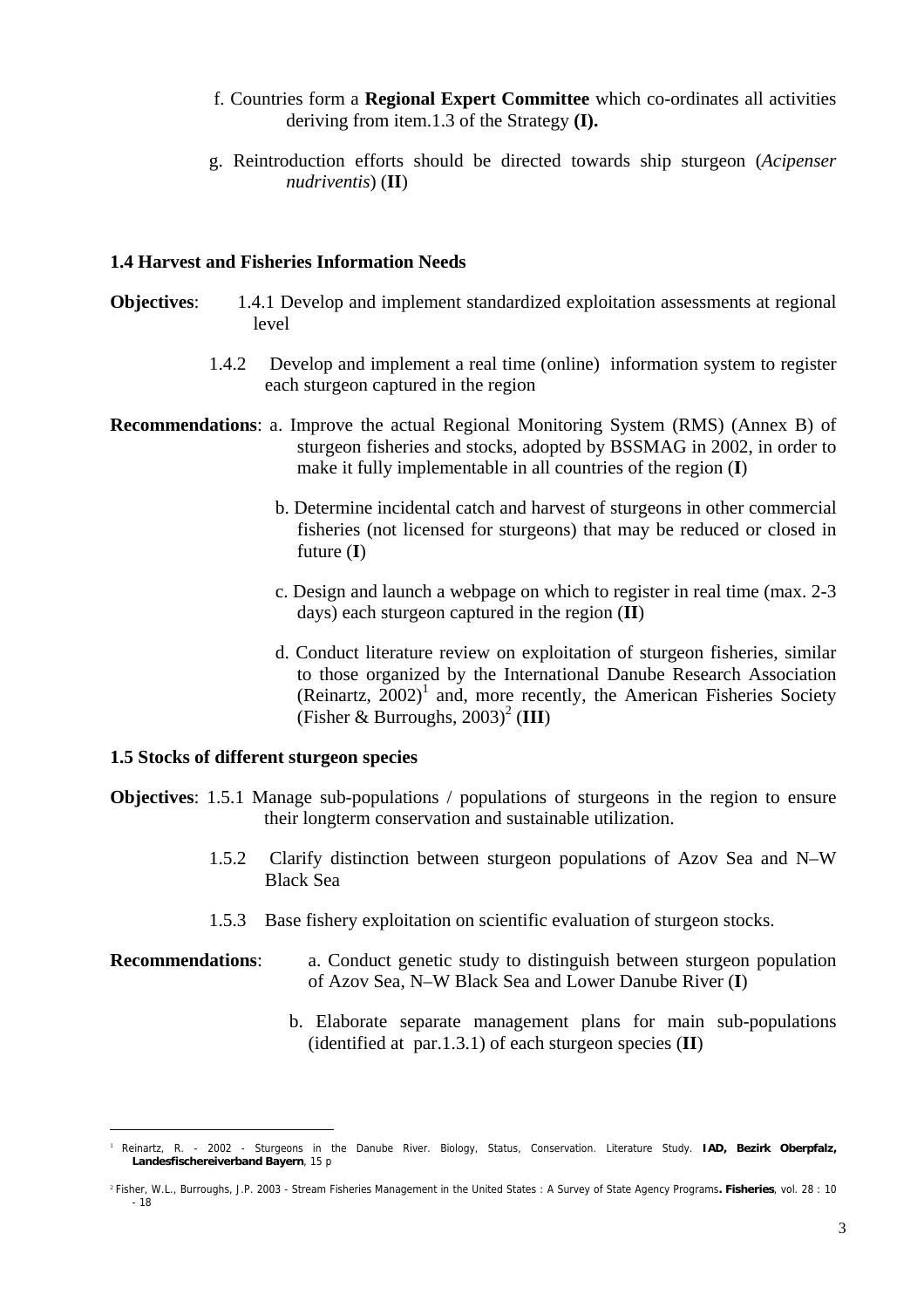f. Countries form a **Regional Expert Committee** which co-ordinates all activities deriving from item.1.3 of the Strategy **(I).**

g. Reintroduction efforts should be directed towards ship sturgeon (*Acipenser nudriventis*) (**II**)

### 1.4 Harvest and Fisheries Information Needs

**Objectives**: 1.4.1 Develop and implement standardized exploitation assessments at regional level

1.4.2 Develop and implement a real time (online) information system to register each sturgeon captured in the region

**Recommendations**: a. Improve the actual Regional Monitoring System (RMS) (Annex B) of sturgeon fisheries and stocks, adopted by BSSMAG in 2002, in order to make it fully implementable in all countries of the region (**I**)

b. Determine incidental catch and harvest of sturgeons in other commercial fisheries (not licensed for sturgeons) that may be reduced or closed in future (**I**)

c. Design and launch a webpage on which to register in real time (max. 2-3 days) each sturgeon captured in the region (**II**)

d. Conduct literature review on exploitation of sturgeon fisheries, similar to those organized by the International Danube Research Association (Reinartz, 2002)[1] and, more recently, the American Fisheries Society (Fisher & Burroughs, 2003)[2] (**III**)

### 1.5 Stocks of different sturgeon species

**Objectives**: 1.5.1 Manage sub-populations / populations of sturgeons in the region to ensure their longterm conservation and sustainable utilization.

1.5.2 Clarify distinction between sturgeon populations of Azov Sea and N–W Black Sea

1.5.3 Base fishery exploitation on scientific evaluation of sturgeon stocks.

**Recommendations**: a. Conduct genetic study to distinguish between sturgeon population of Azov Sea, N–W Black Sea and Lower Danube River (**I**)

b. Elaborate separate management plans for main sub-populations (identified at par.1.3.1) of each sturgeon species (**II**)

---

[1] Reinartz, R. - 2002 - Sturgeons in the Danube River. Biology, Status, Conservation. Literature Study. **IAD, Bezirk Oberpfalz, Landesfischereiverband Bayern**, 15 p

[2] Fisher, W.L., Burroughs, J.P. 2003 - Stream Fisheries Management in the United States : A Survey of State Agency Programs**. Fisheries**, vol. 28 : 10 - 18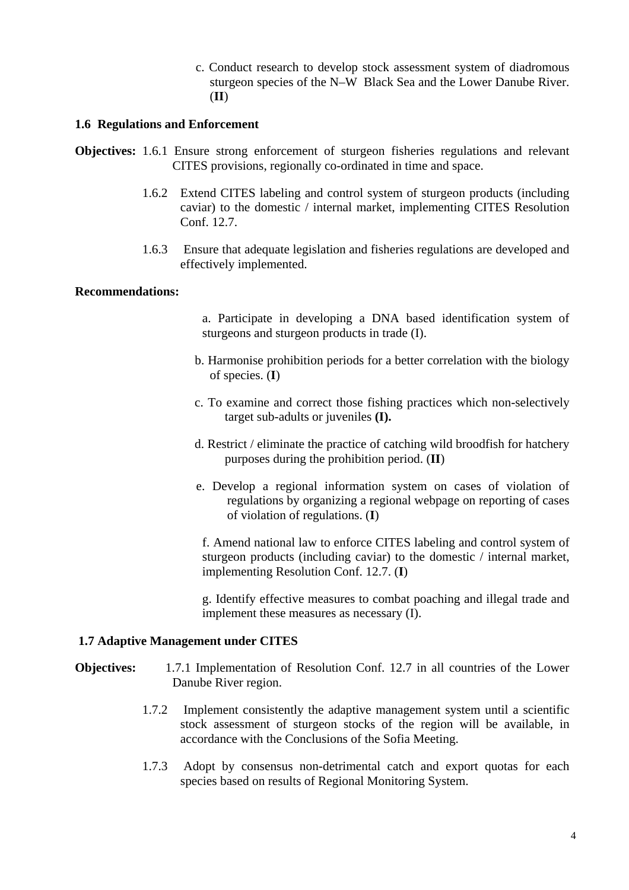c. Conduct research to develop stock assessment system of diadromous sturgeon species of the N–W Black Sea and the Lower Danube River. (**II**)

### 1.6 Regulations and Enforcement

**Objectives:** 1.6.1 Ensure strong enforcement of sturgeon fisheries regulations and relevant CITES provisions, regionally co-ordinated in time and space.

1.6.2 Extend CITES labeling and control system of sturgeon products (including caviar) to the domestic / internal market, implementing CITES Resolution Conf. 12.7.

1.6.3 Ensure that adequate legislation and fisheries regulations are developed and effectively implemented.

**Recommendations:**

a. Participate in developing a DNA based identification system of sturgeons and sturgeon products in trade (I).

b. Harmonise prohibition periods for a better correlation with the biology of species. (**I**)

c. To examine and correct those fishing practices which non-selectively target sub-adults or juveniles **(I).**

d. Restrict / eliminate the practice of catching wild broodfish for hatchery purposes during the prohibition period. (**II**)

e. Develop a regional information system on cases of violation of regulations by organizing a regional webpage on reporting of cases of violation of regulations. (**I**)

f. Amend national law to enforce CITES labeling and control system of sturgeon products (including caviar) to the domestic / internal market, implementing Resolution Conf. 12.7. (**I**)

g. Identify effective measures to combat poaching and illegal trade and implement these measures as necessary (I).

### 1.7 Adaptive Management under CITES

**Objectives:** 1.7.1 Implementation of Resolution Conf. 12.7 in all countries of the Lower Danube River region.

1.7.2 Implement consistently the adaptive management system until a scientific stock assessment of sturgeon stocks of the region will be available, in accordance with the Conclusions of the Sofia Meeting.

1.7.3 Adopt by consensus non-detrimental catch and export quotas for each species based on results of Regional Monitoring System.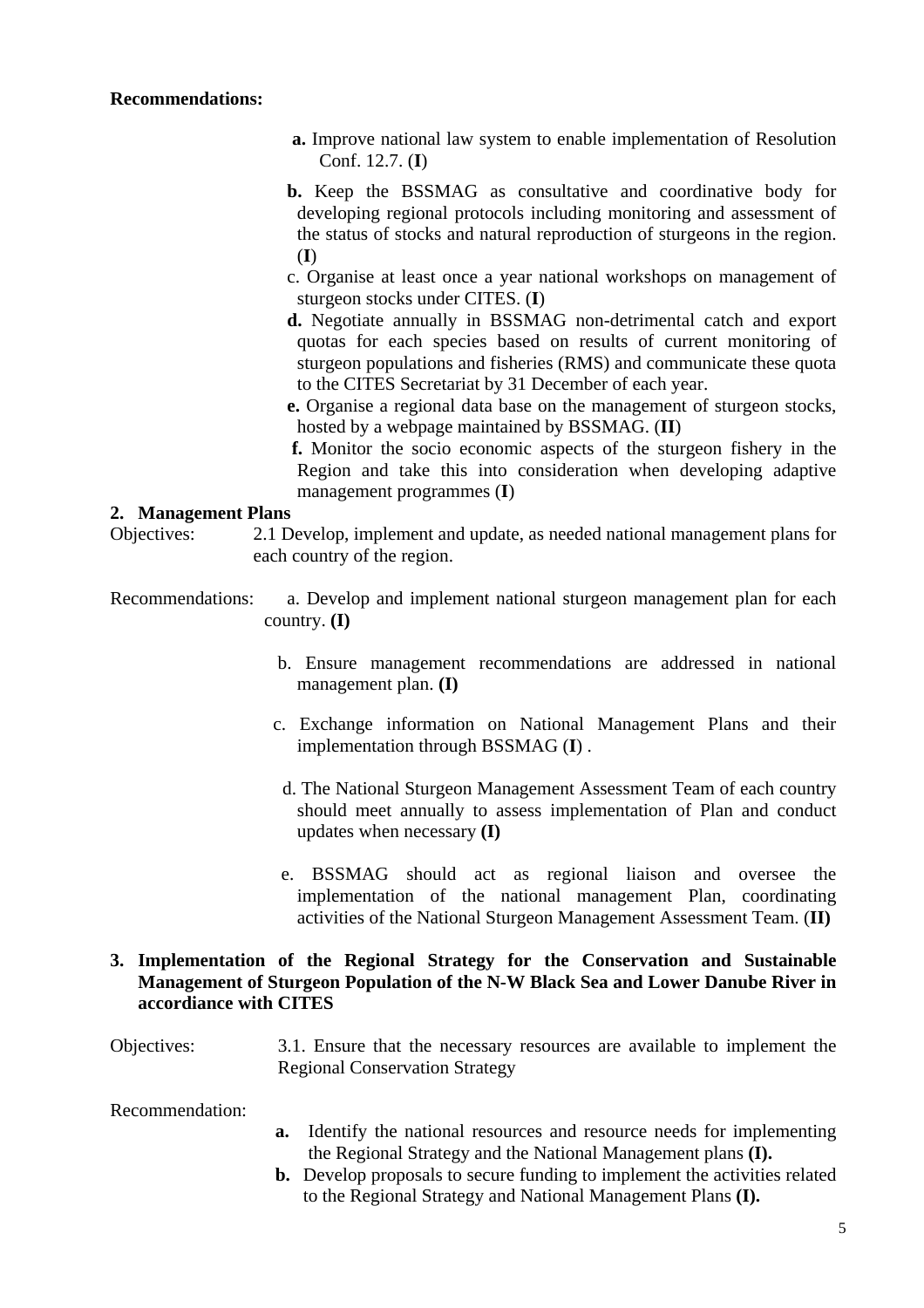**Recommendations:**

**a.** Improve national law system to enable implementation of Resolution Conf. 12.7. (**I**)

**b.** Keep the BSSMAG as consultative and coordinative body for developing regional protocols including monitoring and assessment of the status of stocks and natural reproduction of sturgeons in the region. (**I**)

c. Organise at least once a year national workshops on management of sturgeon stocks under CITES. (**I**)

**d.** Negotiate annually in BSSMAG non-detrimental catch and export quotas for each species based on results of current monitoring of sturgeon populations and fisheries (RMS) and communicate these quota to the CITES Secretariat by 31 December of each year.

**e.** Organise a regional data base on the management of sturgeon stocks, hosted by a webpage maintained by BSSMAG. (**II**)

**f.** Monitor the socio economic aspects of the sturgeon fishery in the Region and take this into consideration when developing adaptive management programmes (**I**)

**2. Management Plans**

Objectives: 2.1 Develop, implement and update, as needed national management plans for each country of the region.

Recommendations:

a. Develop and implement national sturgeon management plan for each country. **(I)**

b. Ensure management recommendations are addressed in national management plan. **(I)**

c. Exchange information on National Management Plans and their implementation through BSSMAG (**I**) .

d. The National Sturgeon Management Assessment Team of each country should meet annually to assess implementation of Plan and conduct updates when necessary **(I)**

e. BSSMAG should act as regional liaison and oversee the implementation of the national management Plan, coordinating activities of the National Sturgeon Management Assessment Team. (**II)**

**3. Implementation of the Regional Strategy for the Conservation and Sustainable Management of Sturgeon Population of the N-W Black Sea and Lower Danube River in accordance with CITES**

Objectives: 3.1. Ensure that the necessary resources are available to implement the Regional Conservation Strategy

Recommendation:

**a.** Identify the national resources and resource needs for implementing the Regional Strategy and the National Management plans **(I).**

**b.** Develop proposals to secure funding to implement the activities related to the Regional Strategy and National Management Plans **(I).**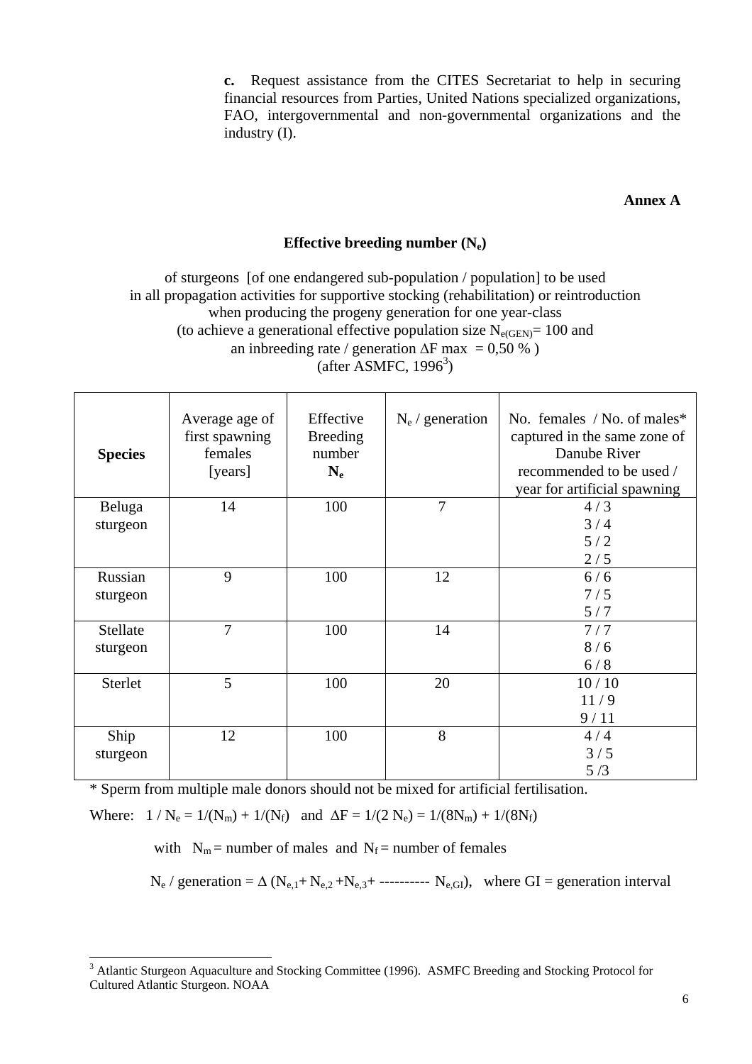**c.** Request assistance from the CITES Secretariat to help in securing financial resources from Parties, United Nations specialized organizations, FAO, intergovernmental and non-governmental organizations and the industry (I).

**Annex A**

## Effective breeding number ($N_e$)

of sturgeons [of one endangered sub-population / population] to be used in all propagation activities for supportive stocking (rehabilitation) or reintroduction when producing the progeny generation for one year-class (to achieve a generational effective population size $N_{e(GEN)}$= 100 and an inbreeding rate / generation $\Delta F$ max = 0,50 % ) (after ASMFC, 1996[3])

| Species | Average age of first spawning females [years] | Effective Breeding number $N_e$ | $N_e$ / generation | No. females / No. of males* captured in the same zone of Danube River recommended to be used / year for artificial spawning |
|---|---|---|---|---|
| Beluga sturgeon | 14 | 100 | 7 | 4 / 3<br>3 / 4<br>5 / 2<br>2 / 5 |
| Russian sturgeon | 9 | 100 | 12 | 6 / 6<br>7 / 5<br>5 / 7 |
| Stellate sturgeon | 7 | 100 | 14 | 7 / 7<br>8 / 6<br>6 / 8 |
| Sterlet | 5 | 100 | 20 | 10 / 10<br>11 / 9<br>9 / 11 |
| Ship sturgeon | 12 | 100 | 8 | 4 / 4<br>3 / 5<br>5 /3 |

\* Sperm from multiple male donors should not be mixed for artificial fertilisation.

Where: $1 / N_e = 1/(N_m) + 1/(N_f)$ and $\Delta F = 1/(2 N_e) = 1/(8N_m) + 1/(8N_f)$

with $N_m$ = number of males and $N_f$ = number of females

$N_e$ / generation = $\Delta (N_{e,1}+ N_{e,2} +N_{e,3}+ \text{----------} N_{e,GI})$, where GI = generation interval

---

[3] Atlantic Sturgeon Aquaculture and Stocking Committee (1996). ASMFC Breeding and Stocking Protocol for Cultured Atlantic Sturgeon. NOAA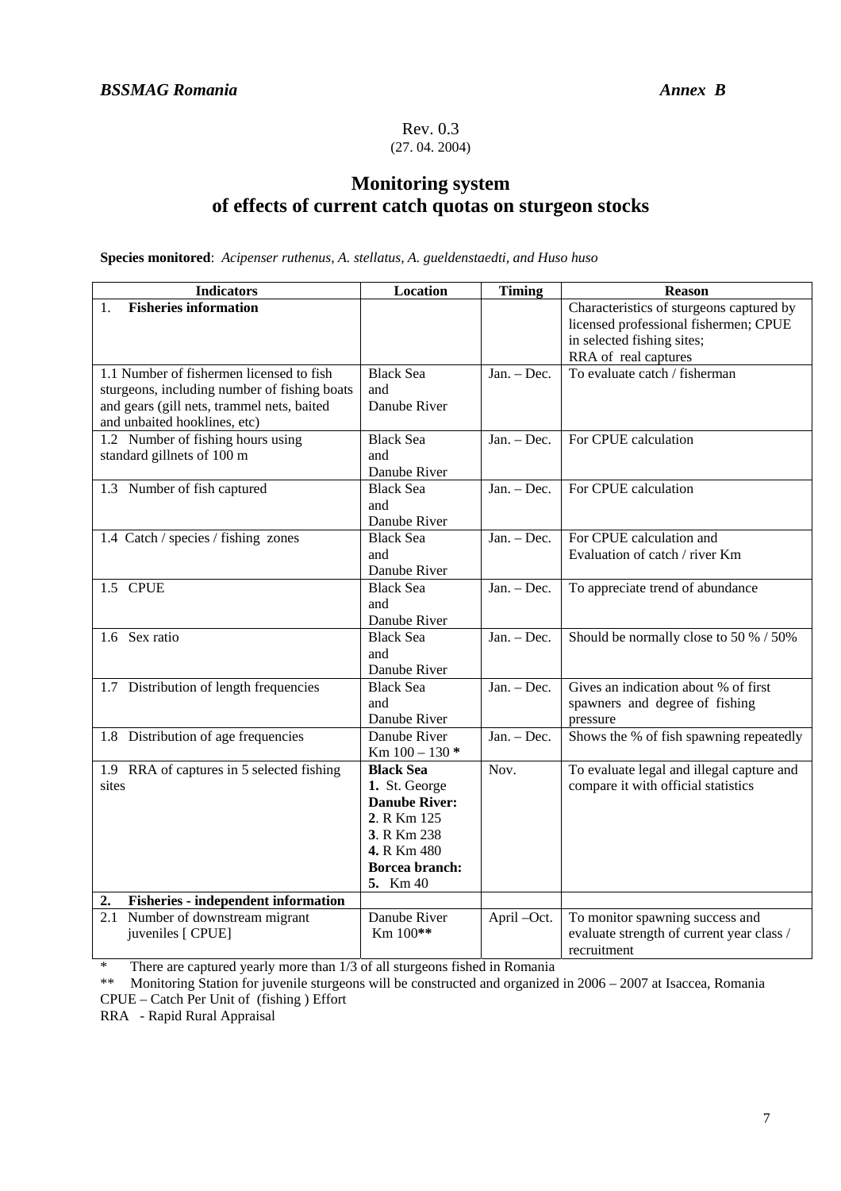*BSSMAG Romania* *Annex B*

Rev. 0.3
(27. 04. 2004)

# Monitoring system of effects of current catch quotas on sturgeon stocks

**Species monitored**: *Acipenser ruthenus, A. stellatus, A. gueldenstaedti, and Huso huso*

| Indicators | Location | Timing | Reason |
|---|---|---|---|
| 1. **Fisheries information** | | | Characteristics of sturgeons captured by licensed professional fishermen; CPUE in selected fishing sites; RRA of real captures |
| 1.1 Number of fishermen licensed to fish sturgeons, including number of fishing boats and gears (gill nets, trammel nets, baited and unbaited hooklines, etc) | Black Sea and Danube River | Jan. – Dec. | To evaluate catch / fisherman |
| 1.2 Number of fishing hours using standard gillnets of 100 m | Black Sea and Danube River | Jan. – Dec. | For CPUE calculation |
| 1.3 Number of fish captured | Black Sea and Danube River | Jan. – Dec. | For CPUE calculation |
| 1.4 Catch / species / fishing zones | Black Sea and Danube River | Jan. – Dec. | For CPUE calculation and Evaluation of catch / river Km |
| 1.5 CPUE | Black Sea and Danube River | Jan. – Dec. | To appreciate trend of abundance |
| 1.6 Sex ratio | Black Sea and Danube River | Jan. – Dec. | Should be normally close to 50 % / 50% |
| 1.7 Distribution of length frequencies | Black Sea and Danube River | Jan. – Dec. | Gives an indication about % of first spawners and degree of fishing pressure |
| 1.8 Distribution of age frequencies | Danube River Km 100 – 130 **\*** | Jan. – Dec. | Shows the % of fish spawning repeatedly |
| 1.9 RRA of captures in 5 selected fishing sites | **Black Sea** **1.** St. George **Danube River:** **2**. R Km 125 **3**. R Km 238 **4.** R Km 480 **Borcea branch:** **5.** Km 40 | Nov. | To evaluate legal and illegal capture and compare it with official statistics |
| 2. **Fisheries - independent information** | | | |
| 2.1 Number of downstream migrant juveniles [ CPUE] | Danube River Km 100**\*\*** | April –Oct. | To monitor spawning success and evaluate strength of current year class / recruitment |

\* There are captured yearly more than 1/3 of all sturgeons fished in Romania

\*\* Monitoring Station for juvenile sturgeons will be constructed and organized in 2006 – 2007 at Isaccea, Romania

CPUE – Catch Per Unit of (fishing ) Effort

RRA - Rapid Rural Appraisal